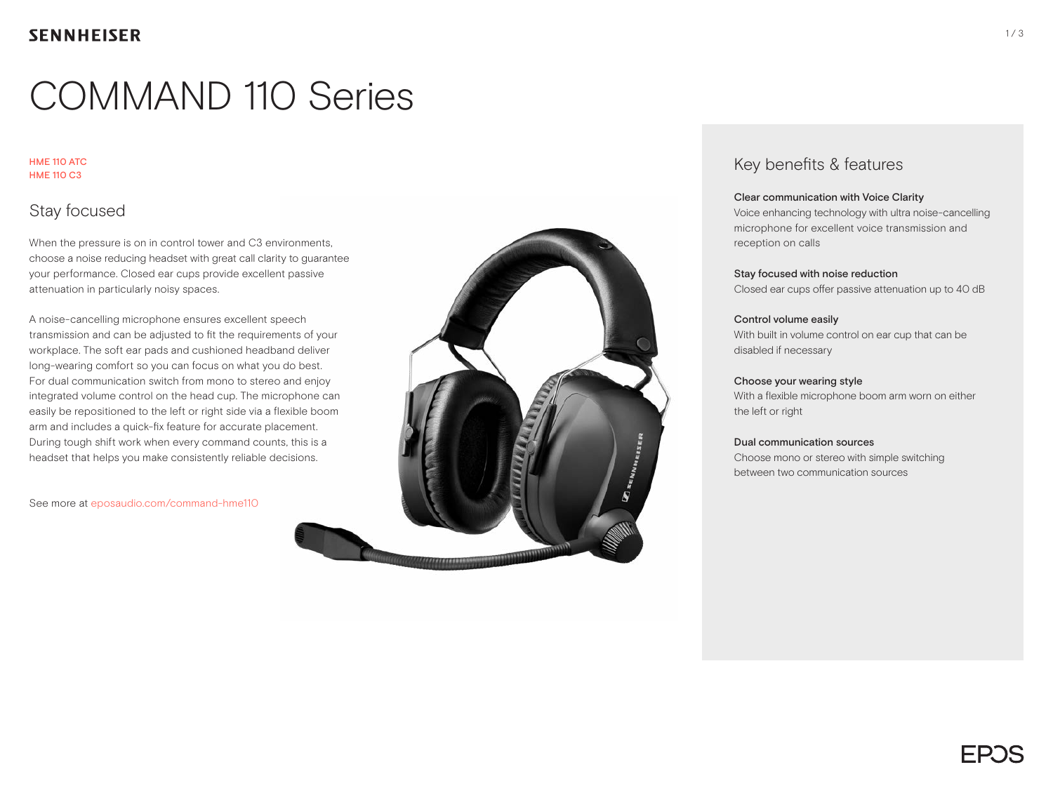SENNHEISER

# COMMAND 110 Series

HME 110 ATC
HME 110 C3

## Stay focused

When the pressure is on in control tower and C3 environments, choose a noise reducing headset with great call clarity to guarantee your performance. Closed ear cups provide excellent passive attenuation in particularly noisy spaces.

A noise-cancelling microphone ensures excellent speech transmission and can be adjusted to fit the requirements of your workplace. The soft ear pads and cushioned headband deliver long-wearing comfort so you can focus on what you do best. For dual communication switch from mono to stereo and enjoy integrated volume control on the head cup. The microphone can easily be repositioned to the left or right side via a flexible boom arm and includes a quick-fix feature for accurate placement. During tough shift work when every command counts, this is a headset that helps you make consistently reliable decisions.

See more at eposaudio.com/command-hme110

## Key benefits & features

**Clear communication with Voice Clarity**
Voice enhancing technology with ultra noise-cancelling microphone for excellent voice transmission and reception on calls

**Stay focused with noise reduction**
Closed ear cups offer passive attenuation up to 40 dB

**Control volume easily**
With built in volume control on ear cup that can be disabled if necessary

**Choose your wearing style**
With a flexible microphone boom arm worn on either the left or right

**Dual communication sources**
Choose mono or stereo with simple switching between two communication sources

EPOS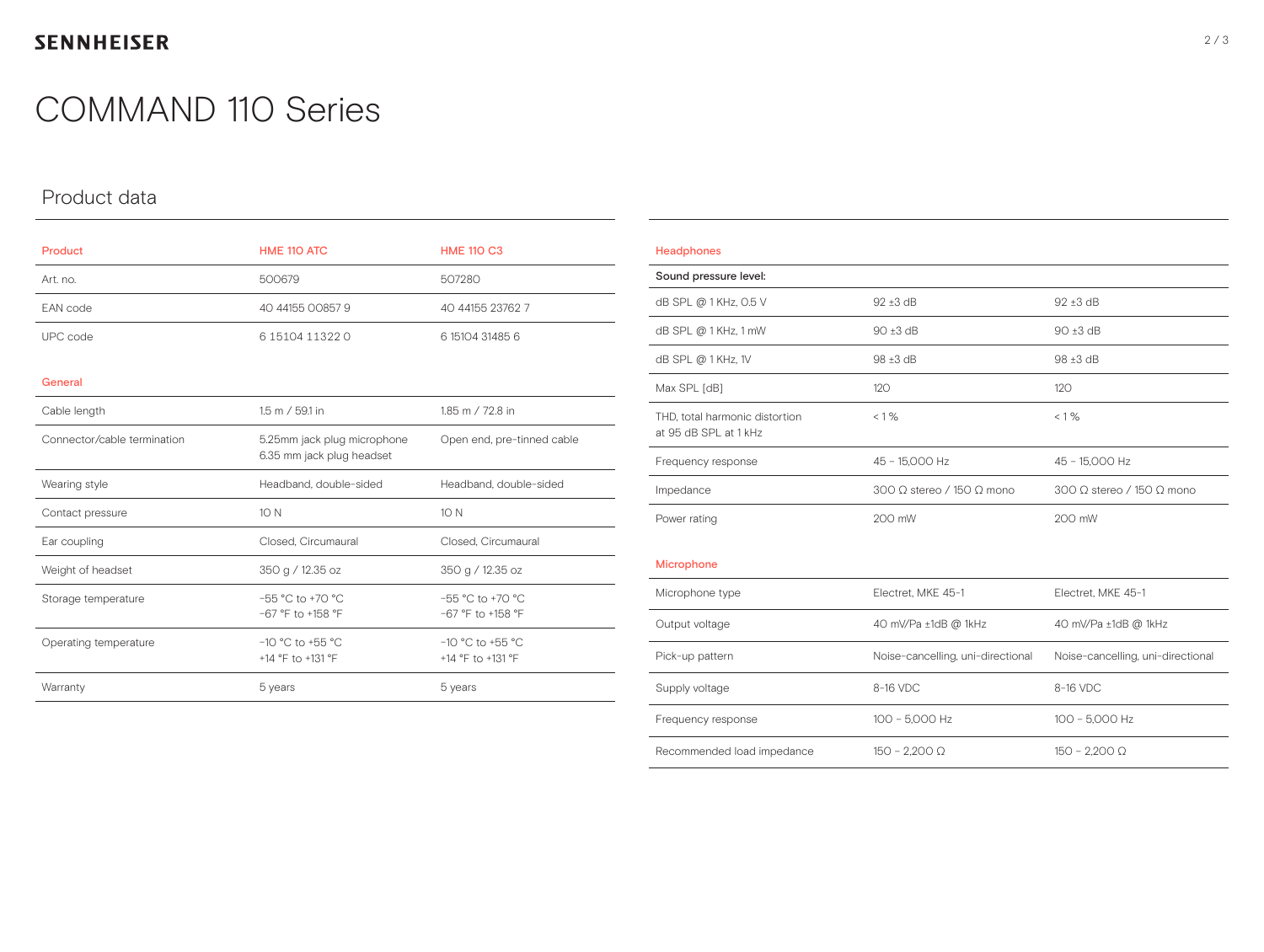# COMMAND 110 Series

## Product data

| Product | HME 110 ATC | HME 110 C3 |
|---|---|---|
| Art. no. | 500679 | 507280 |
| EAN code | 40 44155 00857 9 | 40 44155 23762 7 |
| UPC code | 6 15104 11322 0 | 6 15104 31485 6 |

### General

| | | |
|---|---|---|
| Cable length | 1.5 m / 59.1 in | 1.85 m / 72.8 in |
| Connector/cable termination | 5.25mm jack plug microphone<br>6.35 mm jack plug headset | Open end, pre-tinned cable |
| Wearing style | Headband, double-sided | Headband, double-sided |
| Contact pressure | 10 N | 10 N |
| Ear coupling | Closed, Circumaural | Closed, Circumaural |
| Weight of headset | 350 g / 12.35 oz | 350 g / 12.35 oz |
| Storage temperature | −55 °C to +70 °C<br>−67 °F to +158 °F | −55 °C to +70 °C<br>−67 °F to +158 °F |
| Operating temperature | −10 °C to +55 °C<br>+14 °F to +131 °F | −10 °C to +55 °C<br>+14 °F to +131 °F |
| Warranty | 5 years | 5 years |

### Headphones

| | | |
|---|---|---|
| Sound pressure level: | | |
| dB SPL @ 1 KHz, 0.5 V | 92 ±3 dB | 92 ±3 dB |
| dB SPL @ 1 KHz, 1 mW | 90 ±3 dB | 90 ±3 dB |
| dB SPL @ 1 KHz, 1V | 98 ±3 dB | 98 ±3 dB |
| Max SPL [dB] | 120 | 120 |
| THD, total harmonic distortion at 95 dB SPL at 1 kHz | < 1 % | < 1 % |
| Frequency response | 45 – 15,000 Hz | 45 – 15,000 Hz |
| Impedance | 300 Ω stereo / 150 Ω mono | 300 Ω stereo / 150 Ω mono |
| Power rating | 200 mW | 200 mW |

### Microphone

| | | |
|---|---|---|
| Microphone type | Electret, MKE 45-1 | Electret, MKE 45-1 |
| Output voltage | 40 mV/Pa ±1dB @ 1kHz | 40 mV/Pa ±1dB @ 1kHz |
| Pick-up pattern | Noise-cancelling, uni-directional | Noise-cancelling, uni-directional |
| Supply voltage | 8-16 VDC | 8-16 VDC |
| Frequency response | 100 – 5,000 Hz | 100 – 5,000 Hz |
| Recommended load impedance | 150 – 2,200 Ω | 150 – 2,200 Ω |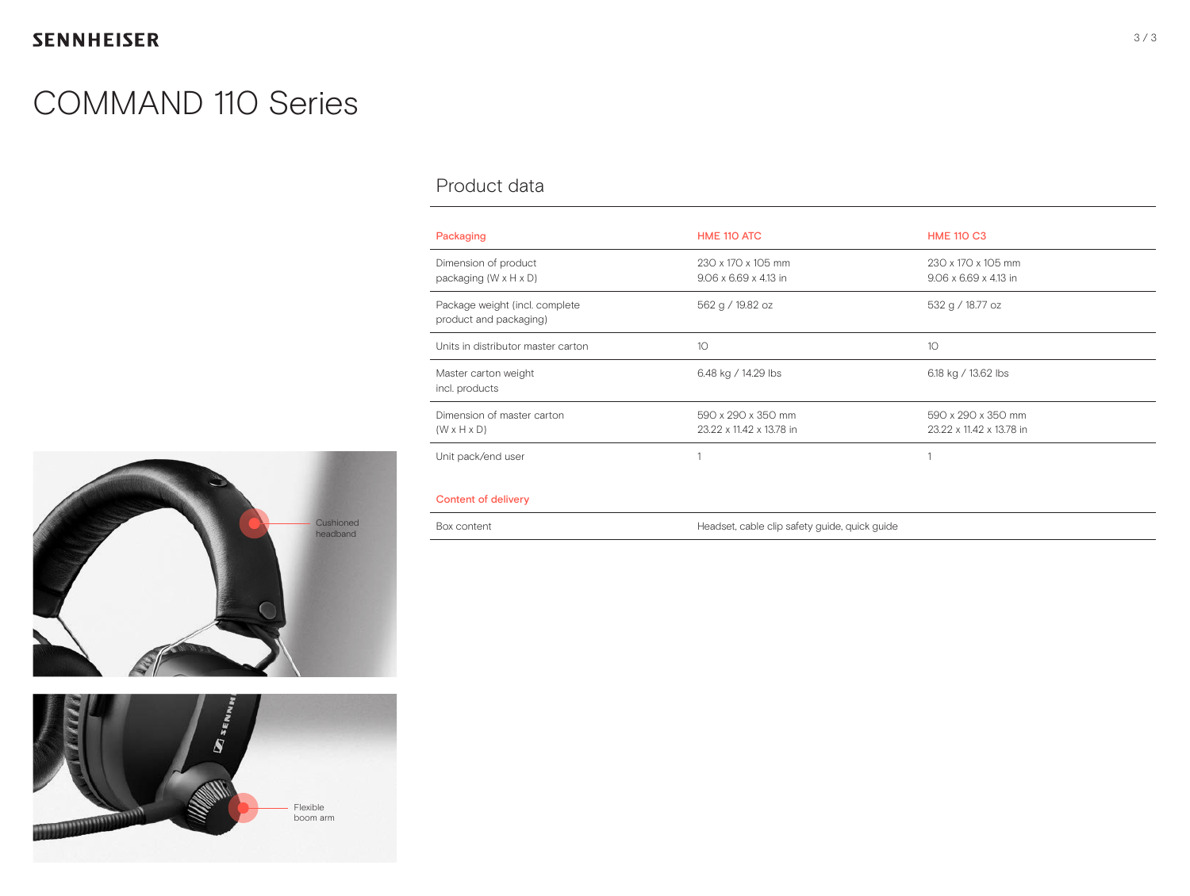# COMMAND 110 Series

## Product data

| Packaging | HME 110 ATC | HME 110 C3 |
|---|---|---|
| Dimension of product packaging (W x H x D) | 230 x 170 x 105 mm<br>9.06 x 6.69 x 4.13 in | 230 x 170 x 105 mm<br>9.06 x 6.69 x 4.13 in |
| Package weight (incl. complete product and packaging) | 562 g / 19.82 oz | 532 g / 18.77 oz |
| Units in distributor master carton | 10 | 10 |
| Master carton weight incl. products | 6.48 kg / 14.29 lbs | 6.18 kg / 13.62 lbs |
| Dimension of master carton (W x H x D) | 590 x 290 x 350 mm<br>23.22 x 11.42 x 13.78 in | 590 x 290 x 350 mm<br>23.22 x 11.42 x 13.78 in |
| Unit pack/end user | 1 | 1 |

| Content of delivery | |
|---|---|
| Box content | Headset, cable clip safety guide, quick guide |

Cushioned headband

Flexible boom arm